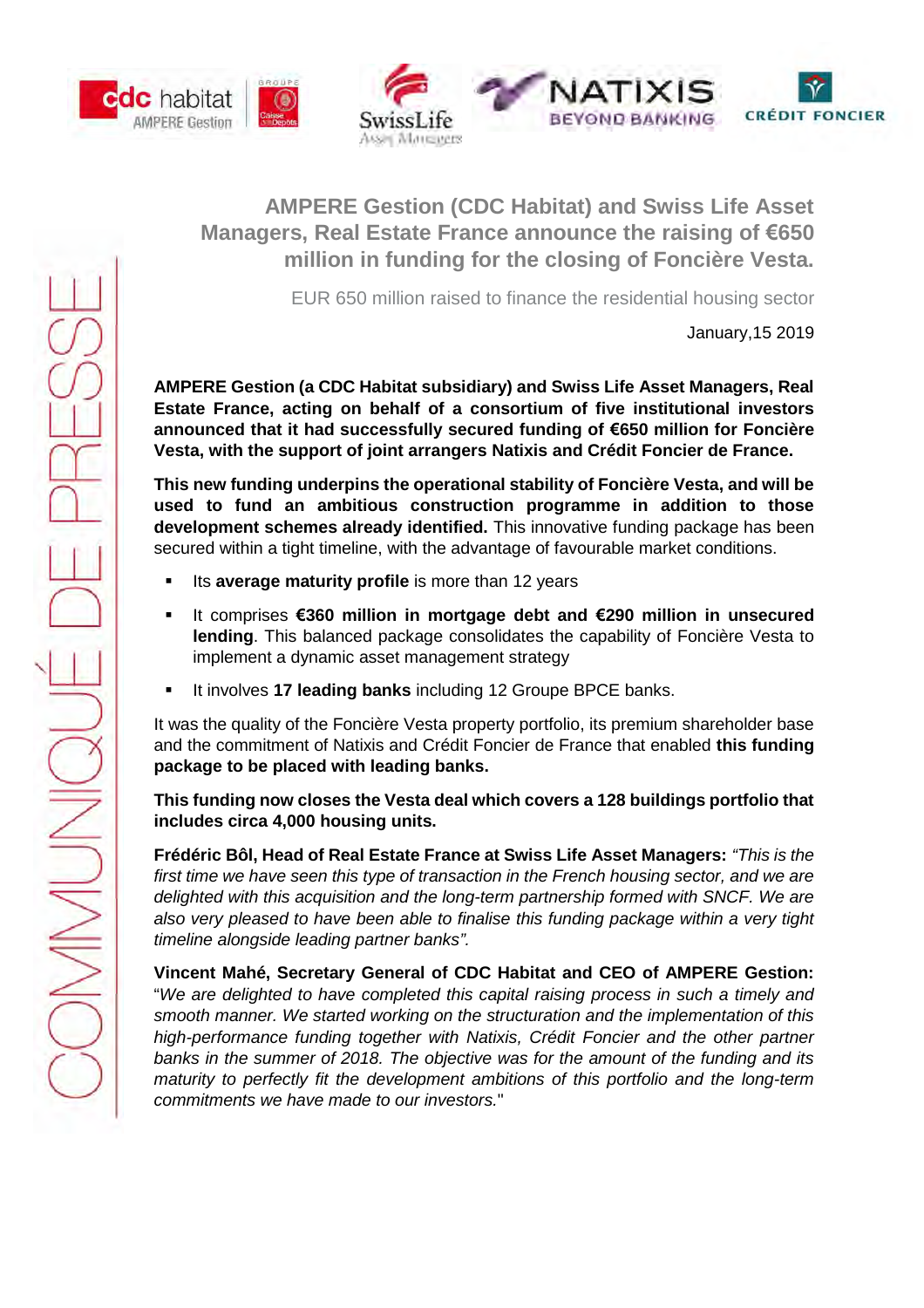# AMPERE Gestion (CDC Habitat) and Swiss Life Asset Managers, Real Estate France announce the raising of €650 million in funding for the closing of Foncière Vesta.

EUR 650 million raised to finance the residential housing sector

January,15 2019

**AMPERE Gestion (a CDC Habitat subsidiary) and Swiss Life Asset Managers, Real Estate France, acting on behalf of a consortium of five institutional investors announced that it had successfully secured funding of €650 million for Foncière Vesta, with the support of joint arrangers Natixis and Crédit Foncier de France.**

**This new funding underpins the operational stability of Foncière Vesta, and will be used to fund an ambitious construction programme in addition to those development schemes already identified.** This innovative funding package has been secured within a tight timeline, with the advantage of favourable market conditions.

- Its **average maturity profile** is more than 12 years
- It comprises **€360 million in mortgage debt and €290 million in unsecured lending**. This balanced package consolidates the capability of Foncière Vesta to implement a dynamic asset management strategy
- It involves **17 leading banks** including 12 Groupe BPCE banks.

It was the quality of the Foncière Vesta property portfolio, its premium shareholder base and the commitment of Natixis and Crédit Foncier de France that enabled **this funding package to be placed with leading banks.**

**This funding now closes the Vesta deal which covers a 128 buildings portfolio that includes circa 4,000 housing units.**

**Frédéric Bôl, Head of Real Estate France at Swiss Life Asset Managers:** *"This is the first time we have seen this type of transaction in the French housing sector, and we are delighted with this acquisition and the long-term partnership formed with SNCF. We are also very pleased to have been able to finalise this funding package within a very tight timeline alongside leading partner banks".*

**Vincent Mahé, Secretary General of CDC Habitat and CEO of AMPERE Gestion:** "*We are delighted to have completed this capital raising process in such a timely and smooth manner. We started working on the structuration and the implementation of this high-performance funding together with Natixis, Crédit Foncier and the other partner banks in the summer of 2018. The objective was for the amount of the funding and its maturity to perfectly fit the development ambitions of this portfolio and the long-term commitments we have made to our investors.*"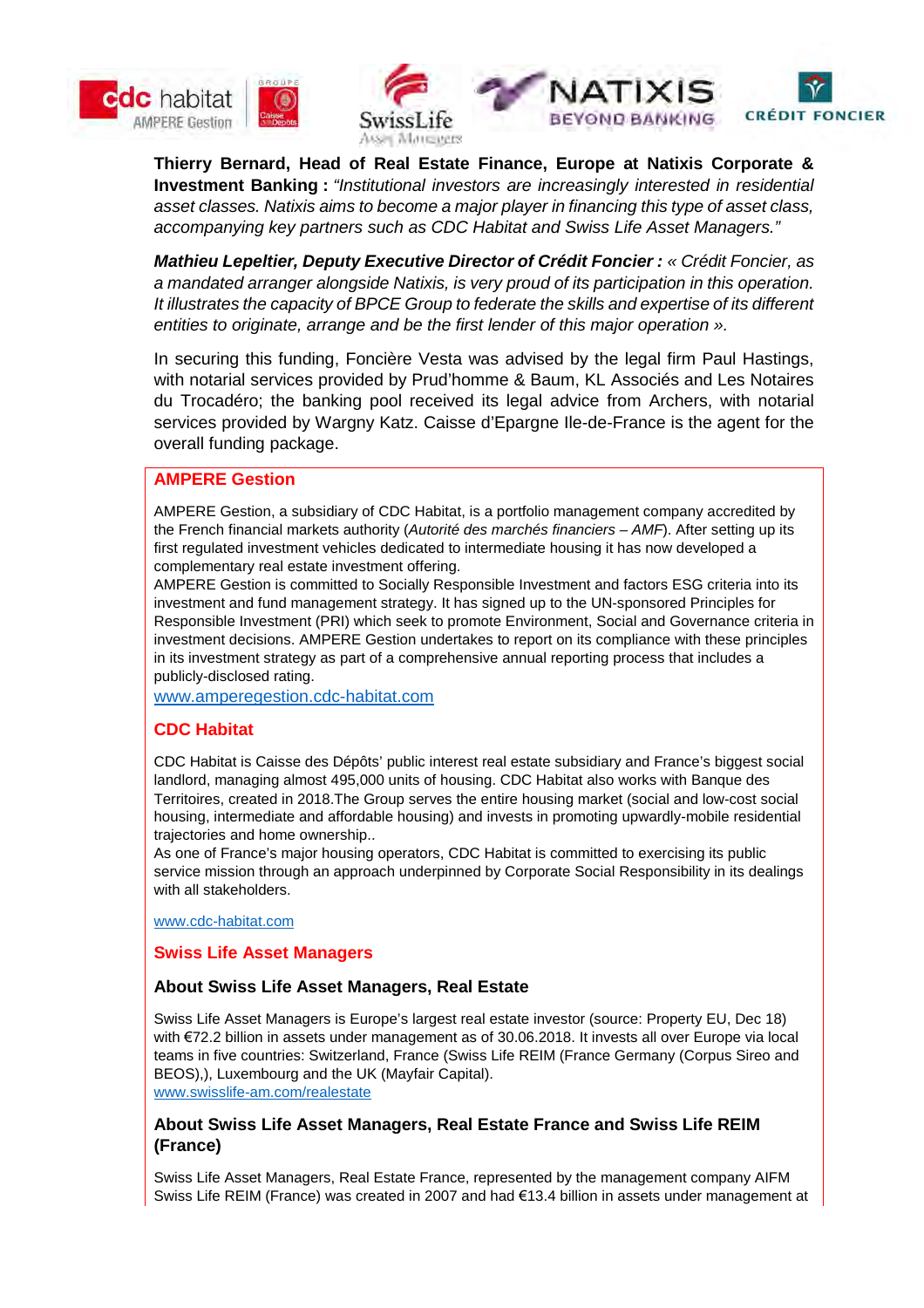**Thierry Bernard, Head of Real Estate Finance, Europe at Natixis Corporate & Investment Banking :** *"Institutional investors are increasingly interested in residential asset classes. Natixis aims to become a major player in financing this type of asset class, accompanying key partners such as CDC Habitat and Swiss Life Asset Managers."*

***Mathieu Lepeltier, Deputy Executive Director of Crédit Foncier :** « Crédit Foncier, as a mandated arranger alongside Natixis, is very proud of its participation in this operation. It illustrates the capacity of BPCE Group to federate the skills and expertise of its different entities to originate, arrange and be the first lender of this major operation ».*

In securing this funding, Foncière Vesta was advised by the legal firm Paul Hastings, with notarial services provided by Prud'homme & Baum, KL Associés and Les Notaires du Trocadéro; the banking pool received its legal advice from Archers, with notarial services provided by Wargny Katz. Caisse d'Epargne Ile-de-France is the agent for the overall funding package.

## AMPERE Gestion

AMPERE Gestion, a subsidiary of CDC Habitat, is a portfolio management company accredited by the French financial markets authority (*Autorité des marchés financiers – AMF*). After setting up its first regulated investment vehicles dedicated to intermediate housing it has now developed a complementary real estate investment offering.
AMPERE Gestion is committed to Socially Responsible Investment and factors ESG criteria into its investment and fund management strategy. It has signed up to the UN-sponsored Principles for Responsible Investment (PRI) which seek to promote Environment, Social and Governance criteria in investment decisions. AMPERE Gestion undertakes to report on its compliance with these principles in its investment strategy as part of a comprehensive annual reporting process that includes a publicly-disclosed rating.
www.amperegestion.cdc-habitat.com

## CDC Habitat

CDC Habitat is Caisse des Dépôts' public interest real estate subsidiary and France's biggest social landlord, managing almost 495,000 units of housing. CDC Habitat also works with Banque des Territoires, created in 2018.The Group serves the entire housing market (social and low-cost social housing, intermediate and affordable housing) and invests in promoting upwardly-mobile residential trajectories and home ownership..
As one of France's major housing operators, CDC Habitat is committed to exercising its public service mission through an approach underpinned by Corporate Social Responsibility in its dealings with all stakeholders.

www.cdc-habitat.com

## Swiss Life Asset Managers

### About Swiss Life Asset Managers, Real Estate

Swiss Life Asset Managers is Europe's largest real estate investor (source: Property EU, Dec 18) with €72.2 billion in assets under management as of 30.06.2018. It invests all over Europe via local teams in five countries: Switzerland, France (Swiss Life REIM (France Germany (Corpus Sireo and BEOS),), Luxembourg and the UK (Mayfair Capital).
www.swisslife-am.com/realestate

### About Swiss Life Asset Managers, Real Estate France and Swiss Life REIM (France)

Swiss Life Asset Managers, Real Estate France, represented by the management company AIFM Swiss Life REIM (France) was created in 2007 and had €13.4 billion in assets under management at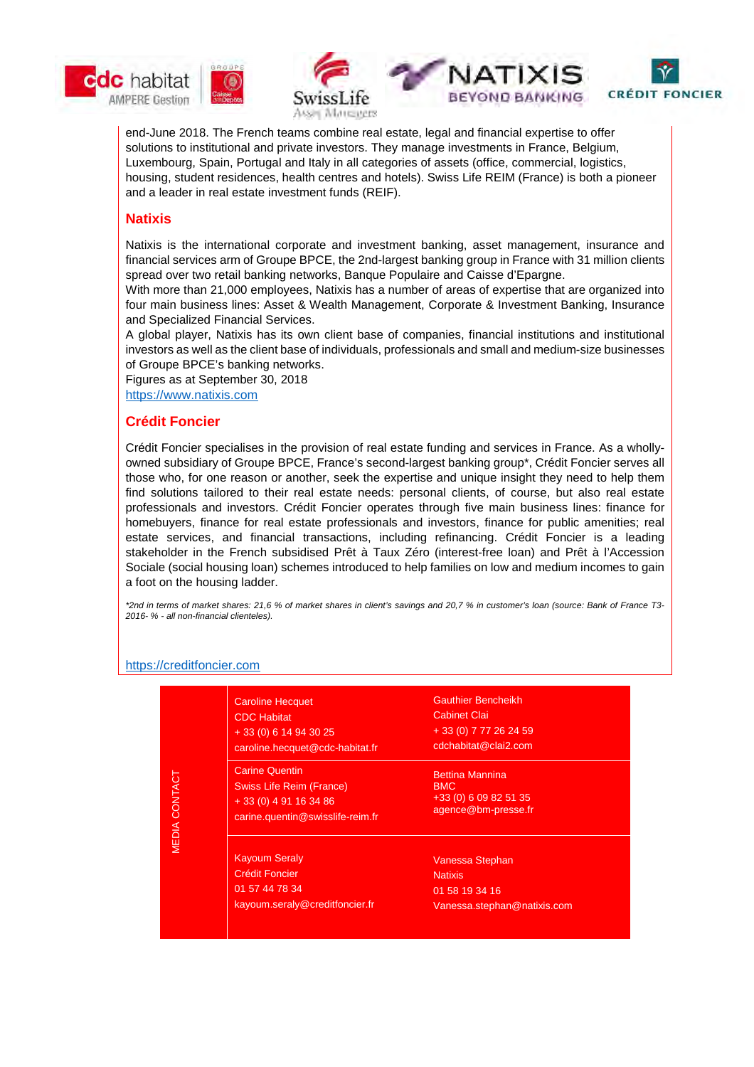end-June 2018. The French teams combine real estate, legal and financial expertise to offer solutions to institutional and private investors. They manage investments in France, Belgium, Luxembourg, Spain, Portugal and Italy in all categories of assets (office, commercial, logistics, housing, student residences, health centres and hotels). Swiss Life REIM (France) is both a pioneer and a leader in real estate investment funds (REIF).

## Natixis

Natixis is the international corporate and investment banking, asset management, insurance and financial services arm of Groupe BPCE, the 2nd-largest banking group in France with 31 million clients spread over two retail banking networks, Banque Populaire and Caisse d'Epargne.
With more than 21,000 employees, Natixis has a number of areas of expertise that are organized into four main business lines: Asset & Wealth Management, Corporate & Investment Banking, Insurance and Specialized Financial Services.
A global player, Natixis has its own client base of companies, financial institutions and institutional investors as well as the client base of individuals, professionals and small and medium-size businesses of Groupe BPCE's banking networks.
Figures as at September 30, 2018
https://www.natixis.com

## Crédit Foncier

Crédit Foncier specialises in the provision of real estate funding and services in France. As a wholly-owned subsidiary of Groupe BPCE, France's second-largest banking group*, Crédit Foncier serves all those who, for one reason or another, seek the expertise and unique insight they need to help them find solutions tailored to their real estate needs: personal clients, of course, but also real estate professionals and investors. Crédit Foncier operates through five main business lines: finance for homebuyers, finance for real estate professionals and investors, finance for public amenities; real estate services, and financial transactions, including refinancing. Crédit Foncier is a leading stakeholder in the French subsidised Prêt à Taux Zéro (interest-free loan) and Prêt à l'Accession Sociale (social housing loan) schemes introduced to help families on low and medium incomes to gain a foot on the housing ladder.

*\*2nd in terms of market shares: 21,6 % of market shares in client's savings and 20,7 % in customer's loan (source: Bank of France T3-2016- % - all non-financial clienteles).*

https://creditfoncier.com

| MEDIA CONTACT | | |
|---|---|---|
| | Caroline Hecquet<br>CDC Habitat<br>+ 33 (0) 6 14 94 30 25<br>caroline.hecquet@cdc-habitat.fr | Gauthier Bencheikh<br>Cabinet Clai<br>+ 33 (0) 7 77 26 24 59<br>cdchabitat@clai2.com |
| | Carine Quentin<br>Swiss Life Reim (France)<br>+ 33 (0) 4 91 16 34 86<br>carine.quentin@swisslife-reim.fr | Bettina Mannina<br>BMC<br>+33 (0) 6 09 82 51 35<br>agence@bm-presse.fr |
| | Kayoum Seraly<br>Crédit Foncier<br>01 57 44 78 34<br>kayoum.seraly@creditfoncier.fr | Vanessa Stephan<br>Natixis<br>01 58 19 34 16<br>Vanessa.stephan@natixis.com |